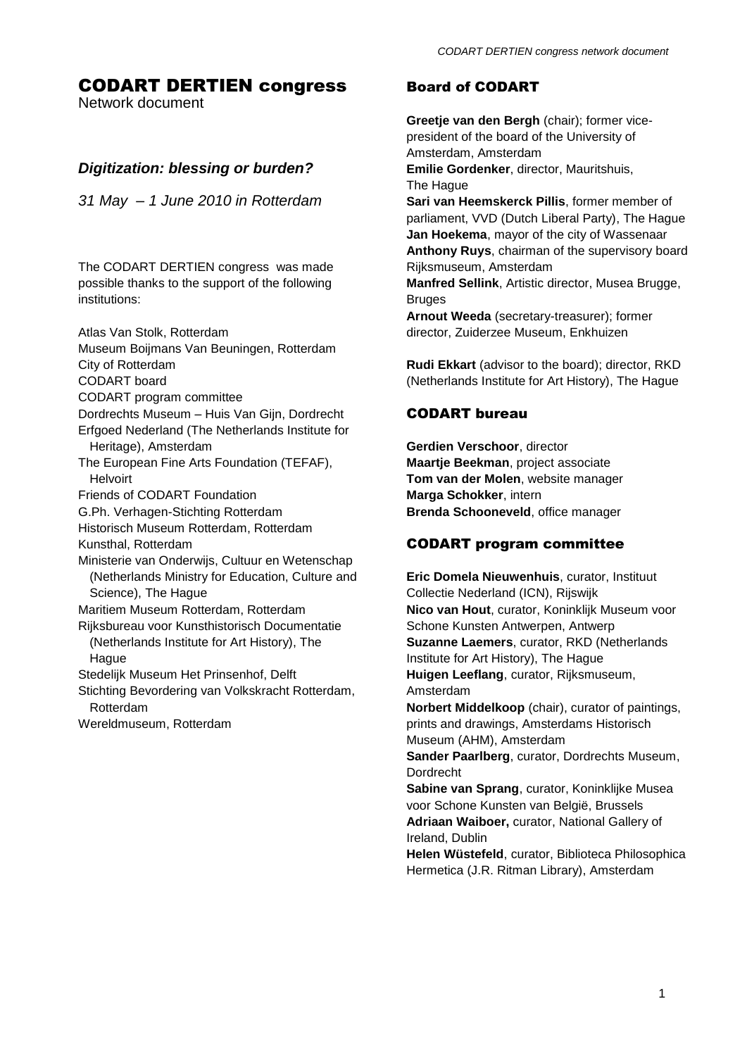# CODART DERTIEN congress

Network document

### *Digitization: blessing or burden?*

*31 May – 1 June 2010 in Rotterdam*

The CODART DERTIEN congress was made possible thanks to the support of the following institutions:

Atlas Van Stolk, Rotterdam
Museum Boijmans Van Beuningen, Rotterdam
City of Rotterdam
CODART board
CODART program committee
Dordrechts Museum – Huis Van Gijn, Dordrecht
Erfgoed Nederland (The Netherlands Institute for Heritage), Amsterdam
The European Fine Arts Foundation (TEFAF), Helvoirt
Friends of CODART Foundation
G.Ph. Verhagen-Stichting Rotterdam
Historisch Museum Rotterdam, Rotterdam
Kunsthal, Rotterdam
Ministerie van Onderwijs, Cultuur en Wetenschap (Netherlands Ministry for Education, Culture and Science), The Hague
Maritiem Museum Rotterdam, Rotterdam
Rijksbureau voor Kunsthistorisch Documentatie (Netherlands Institute for Art History), The Hague
Stedelijk Museum Het Prinsenhof, Delft
Stichting Bevordering van Volkskracht Rotterdam, Rotterdam
Wereldmuseum, Rotterdam

## Board of CODART

**Greetje van den Bergh** (chair); former vice-president of the board of the University of Amsterdam, Amsterdam
**Emilie Gordenker**, director, Mauritshuis, The Hague
**Sari van Heemskerck Pillis**, former member of parliament, VVD (Dutch Liberal Party), The Hague
**Jan Hoekema**, mayor of the city of Wassenaar
**Anthony Ruys**, chairman of the supervisory board Rijksmuseum, Amsterdam
**Manfred Sellink**, Artistic director, Musea Brugge, Bruges
**Arnout Weeda** (secretary-treasurer); former director, Zuiderzee Museum, Enkhuizen

**Rudi Ekkart** (advisor to the board); director, RKD (Netherlands Institute for Art History), The Hague

## CODART bureau

**Gerdien Verschoor**, director
**Maartje Beekman**, project associate
**Tom van der Molen**, website manager
**Marga Schokker**, intern
**Brenda Schooneveld**, office manager

## CODART program committee

**Eric Domela Nieuwenhuis**, curator, Instituut Collectie Nederland (ICN), Rijswijk
**Nico van Hout**, curator, Koninklijk Museum voor Schone Kunsten Antwerpen, Antwerp
**Suzanne Laemers**, curator, RKD (Netherlands Institute for Art History), The Hague
**Huigen Leeflang**, curator, Rijksmuseum, Amsterdam
**Norbert Middelkoop** (chair), curator of paintings, prints and drawings, Amsterdams Historisch Museum (AHM), Amsterdam
**Sander Paarlberg**, curator, Dordrechts Museum, Dordrecht
**Sabine van Sprang**, curator, Koninklijke Musea voor Schone Kunsten van België, Brussels
**Adriaan Waiboer,** curator, National Gallery of Ireland, Dublin
**Helen Wüstefeld**, curator, Biblioteca Philosophica Hermetica (J.R. Ritman Library), Amsterdam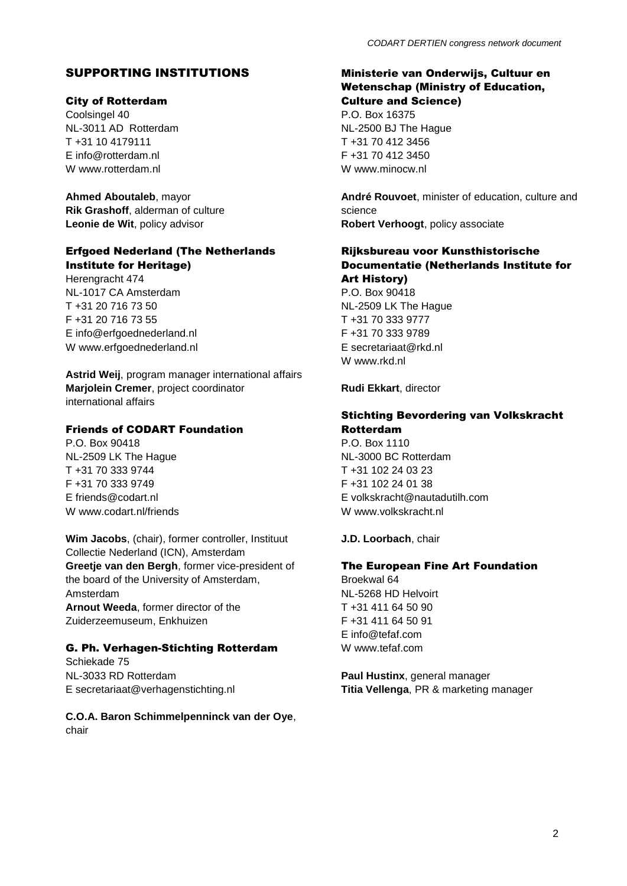## SUPPORTING INSTITUTIONS

### City of Rotterdam

Coolsingel 40
NL-3011 AD Rotterdam
T +31 10 4179111
E info@rotterdam.nl
W www.rotterdam.nl

**Ahmed Aboutaleb**, mayor
**Rik Grashoff**, alderman of culture
**Leonie de Wit**, policy advisor

### Erfgoed Nederland (The Netherlands Institute for Heritage)

Herengracht 474
NL-1017 CA Amsterdam
T +31 20 716 73 50
F +31 20 716 73 55
E info@erfgoednederland.nl
W www.erfgoednederland.nl

**Astrid Weij**, program manager international affairs
**Marjolein Cremer**, project coordinator international affairs

### Friends of CODART Foundation

P.O. Box 90418
NL-2509 LK The Hague
T +31 70 333 9744
F +31 70 333 9749
E friends@codart.nl
W www.codart.nl/friends

**Wim Jacobs**, (chair), former controller, Instituut Collectie Nederland (ICN), Amsterdam
**Greetje van den Bergh**, former vice-president of the board of the University of Amsterdam, Amsterdam
**Arnout Weeda**, former director of the Zuiderzeemuseum, Enkhuizen

### G. Ph. Verhagen-Stichting Rotterdam

Schiekade 75
NL-3033 RD Rotterdam
E secretariaat@verhagenstichting.nl

**C.O.A. Baron Schimmelpenninck van der Oye**, chair

### Ministerie van Onderwijs, Cultuur en Wetenschap (Ministry of Education, Culture and Science)

P.O. Box 16375
NL-2500 BJ The Hague
T +31 70 412 3456
F +31 70 412 3450
W www.minocw.nl

**André Rouvoet**, minister of education, culture and science
**Robert Verhoogt**, policy associate

### Rijksbureau voor Kunsthistorische Documentatie (Netherlands Institute for Art History)

P.O. Box 90418
NL-2509 LK The Hague
T +31 70 333 9777
F +31 70 333 9789
E secretariaat@rkd.nl
W www.rkd.nl

**Rudi Ekkart**, director

### Stichting Bevordering van Volkskracht Rotterdam

P.O. Box 1110
NL-3000 BC Rotterdam
T +31 102 24 03 23
F +31 102 24 01 38
E volkskracht@nautadutilh.com
W www.volkskracht.nl

**J.D. Loorbach**, chair

### The European Fine Art Foundation

Broekwal 64
NL-5268 HD Helvoirt
T +31 411 64 50 90
F +31 411 64 50 91
E info@tefaf.com
W www.tefaf.com

**Paul Hustinx**, general manager
**Titia Vellenga**, PR & marketing manager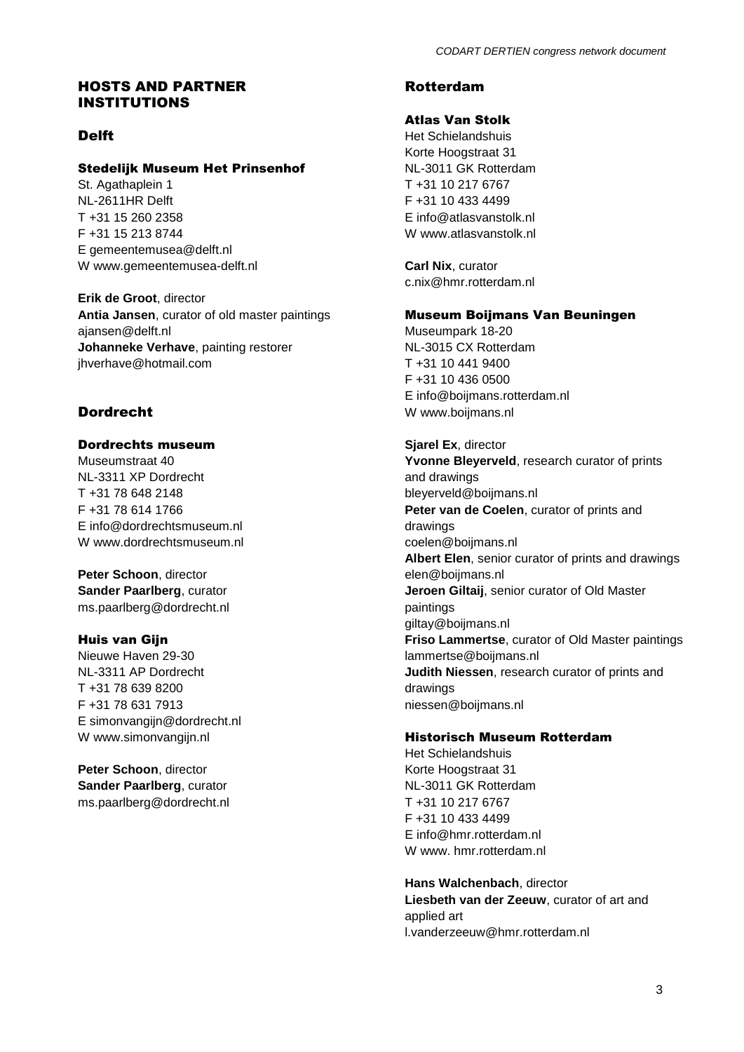# HOSTS AND PARTNER INSTITUTIONS

## Delft

### Stedelijk Museum Het Prinsenhof

St. Agathaplein 1
NL-2611HR Delft
T +31 15 260 2358
F +31 15 213 8744
E gemeentemusea@delft.nl
W www.gemeentemusea-delft.nl

**Erik de Groot**, director
**Antia Jansen**, curator of old master paintings
ajansen@delft.nl
**Johanneke Verhave**, painting restorer
jhverhave@hotmail.com

## Dordrecht

### Dordrechts museum

Museumstraat 40
NL-3311 XP Dordrecht
T +31 78 648 2148
F +31 78 614 1766
E info@dordrechtsmuseum.nl
W www.dordrechtsmuseum.nl

**Peter Schoon**, director
**Sander Paarlberg**, curator
ms.paarlberg@dordrecht.nl

### Huis van Gijn

Nieuwe Haven 29-30
NL-3311 AP Dordrecht
T +31 78 639 8200
F +31 78 631 7913
E simonvangijn@dordrecht.nl
W www.simonvangijn.nl

**Peter Schoon**, director
**Sander Paarlberg**, curator
ms.paarlberg@dordrecht.nl

## Rotterdam

### Atlas Van Stolk

Het Schielandshuis
Korte Hoogstraat 31
NL-3011 GK Rotterdam
T +31 10 217 6767
F +31 10 433 4499
E info@atlasvanstolk.nl
W www.atlasvanstolk.nl

**Carl Nix**, curator
c.nix@hmr.rotterdam.nl

### Museum Boijmans Van Beuningen

Museumpark 18-20
NL-3015 CX Rotterdam
T +31 10 441 9400
F +31 10 436 0500
E info@boijmans.rotterdam.nl
W www.boijmans.nl

**Sjarel Ex**, director
**Yvonne Bleyerveld**, research curator of prints and drawings
bleyerveld@boijmans.nl
**Peter van de Coelen**, curator of prints and drawings
coelen@boijmans.nl
**Albert Elen**, senior curator of prints and drawings
elen@boijmans.nl
**Jeroen Giltaij**, senior curator of Old Master paintings
giltay@boijmans.nl
**Friso Lammertse**, curator of Old Master paintings
lammertse@boijmans.nl
**Judith Niessen**, research curator of prints and drawings
niessen@boijmans.nl

### Historisch Museum Rotterdam

Het Schielandshuis
Korte Hoogstraat 31
NL-3011 GK Rotterdam
T +31 10 217 6767
F +31 10 433 4499
E info@hmr.rotterdam.nl
W www. hmr.rotterdam.nl

**Hans Walchenbach**, director
**Liesbeth van der Zeeuw**, curator of art and applied art
l.vanderzeeuw@hmr.rotterdam.nl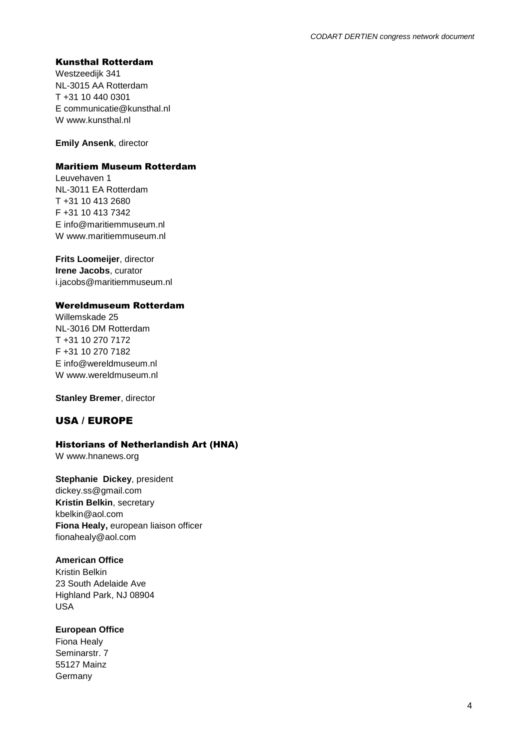### Kunsthal Rotterdam

Westzeedijk 341
NL-3015 AA Rotterdam
T +31 10 440 0301
E communicatie@kunsthal.nl
W www.kunsthal.nl

**Emily Ansenk**, director

### Maritiem Museum Rotterdam

Leuvehaven 1
NL-3011 EA Rotterdam
T +31 10 413 2680
F +31 10 413 7342
E info@maritiemmuseum.nl
W www.maritiemmuseum.nl

**Frits Loomeijer**, director
**Irene Jacobs**, curator
i.jacobs@maritiemmuseum.nl

### Wereldmuseum Rotterdam

Willemskade 25
NL-3016 DM Rotterdam
T +31 10 270 7172
F +31 10 270 7182
E info@wereldmuseum.nl
W www.wereldmuseum.nl

**Stanley Bremer**, director

## USA / EUROPE

### Historians of Netherlandish Art (HNA)

W www.hnanews.org

**Stephanie Dickey**, president
dickey.ss@gmail.com
**Kristin Belkin**, secretary
kbelkin@aol.com
**Fiona Healy,** european liaison officer
fionahealy@aol.com

**American Office**
Kristin Belkin
23 South Adelaide Ave
Highland Park, NJ 08904
USA

**European Office**
Fiona Healy
Seminarstr. 7
55127 Mainz
Germany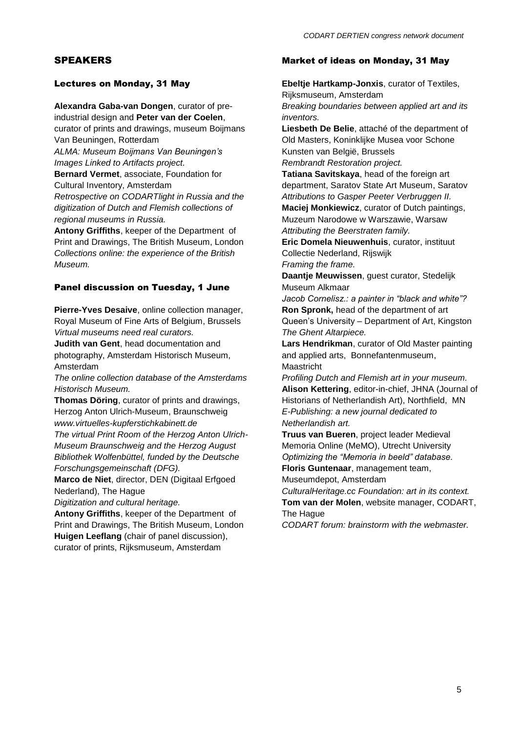# SPEAKERS

## Lectures on Monday, 31 May

**Alexandra Gaba-van Dongen**, curator of pre-industrial design and **Peter van der Coelen**, curator of prints and drawings, museum Boijmans Van Beuningen, Rotterdam
*ALMA: Museum Boijmans Van Beuningen's Images Linked to Artifacts project.*

**Bernard Vermet**, associate, Foundation for Cultural Inventory, Amsterdam
*Retrospective on CODARTlight in Russia and the digitization of Dutch and Flemish collections of regional museums in Russia.*

**Antony Griffiths**, keeper of the Department of Print and Drawings, The British Museum, London
*Collections online: the experience of the British Museum.*

## Panel discussion on Tuesday, 1 June

**Pierre-Yves Desaive**, online collection manager, Royal Museum of Fine Arts of Belgium, Brussels
*Virtual museums need real curators.*

**Judith van Gent**, head documentation and photography, Amsterdam Historisch Museum, Amsterdam
*The online collection database of the Amsterdams Historisch Museum.*

**Thomas Döring**, curator of prints and drawings, Herzog Anton Ulrich-Museum, Braunschweig
*www.virtuelles-kupferstichkabinett.de*
*The virtual Print Room of the Herzog Anton Ulrich-Museum Braunschweig and the Herzog August Bibliothek Wolfenbüttel, funded by the Deutsche Forschungsgemeinschaft (DFG).*

**Marco de Niet**, director, DEN (Digitaal Erfgoed Nederland), The Hague
*Digitization and cultural heritage.*

**Antony Griffiths**, keeper of the Department of Print and Drawings, The British Museum, London

**Huigen Leeflang** (chair of panel discussion), curator of prints, Rijksmuseum, Amsterdam

## Market of ideas on Monday, 31 May

**Ebeltje Hartkamp-Jonxis**, curator of Textiles, Rijksmuseum, Amsterdam
*Breaking boundaries between applied art and its inventors.*

**Liesbeth De Belie**, attaché of the department of Old Masters, Koninklijke Musea voor Schone Kunsten van België, Brussels
*Rembrandt Restoration project.*

**Tatiana Savitskaya**, head of the foreign art department, Saratov State Art Museum, Saratov
*Attributions to Gasper Peeter Verbruggen II.*

**Maciej Monkiewicz**, curator of Dutch paintings, Muzeum Narodowe w Warszawie, Warsaw
*Attributing the Beerstraten family.*

**Eric Domela Nieuwenhuis**, curator, instituut Collectie Nederland, Rijswijk
*Framing the frame.*

**Daantje Meuwissen**, guest curator, Stedelijk Museum Alkmaar
*Jacob Cornelisz.: a painter in "black and white"?*

**Ron Spronk,** head of the department of art Queen's University – Department of Art, Kingston
*The Ghent Altarpiece.*

**Lars Hendrikman**, curator of Old Master painting and applied arts, Bonnefantenmuseum, Maastricht
*Profiling Dutch and Flemish art in your museum.*

**Alison Kettering**, editor-in-chief, JHNA (Journal of Historians of Netherlandish Art), Northfield, MN
*E-Publishing: a new journal dedicated to Netherlandish art.*

**Truus van Bueren**, project leader Medieval Memoria Online (MeMO), Utrecht University
*Optimizing the "Memoria in beeld" database.*

**Floris Guntenaar**, management team, Museumdepot, Amsterdam
*CulturalHeritage.cc Foundation: art in its context.*

**Tom van der Molen**, website manager, CODART, The Hague
*CODART forum: brainstorm with the webmaster.*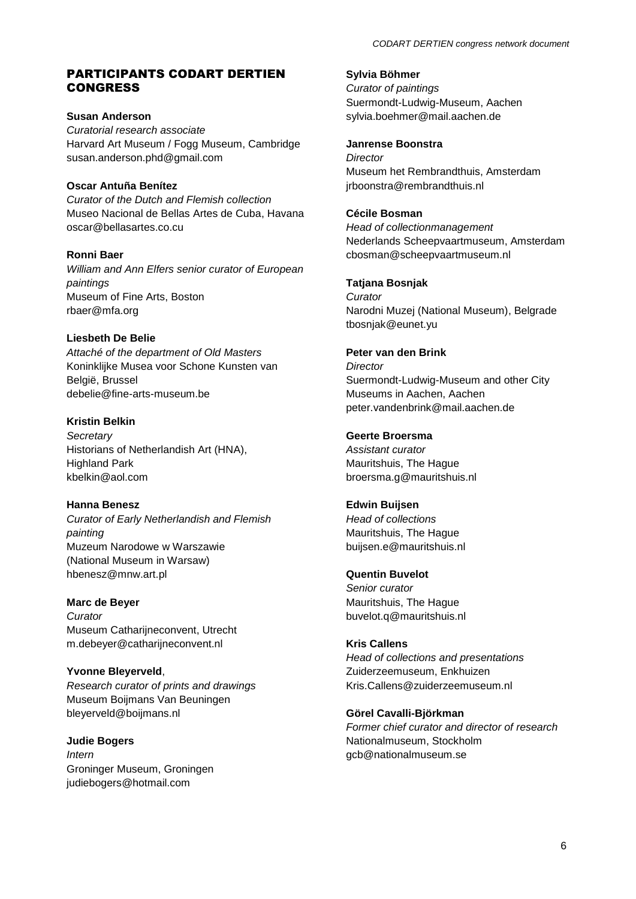## PARTICIPANTS CODART DERTIEN CONGRESS

**Susan Anderson**
*Curatorial research associate*
Harvard Art Museum / Fogg Museum, Cambridge
susan.anderson.phd@gmail.com

**Oscar Antuña Benítez**
*Curator of the Dutch and Flemish collection*
Museo Nacional de Bellas Artes de Cuba, Havana
oscar@bellasartes.co.cu

**Ronni Baer**
*William and Ann Elfers senior curator of European paintings*
Museum of Fine Arts, Boston
rbaer@mfa.org

**Liesbeth De Belie**
*Attaché of the department of Old Masters*
Koninklijke Musea voor Schone Kunsten van België, Brussel
debelie@fine-arts-museum.be

**Kristin Belkin**
*Secretary*
Historians of Netherlandish Art (HNA), Highland Park
kbelkin@aol.com

**Hanna Benesz**
*Curator of Early Netherlandish and Flemish painting*
Muzeum Narodowe w Warszawie (National Museum in Warsaw)
hbenesz@mnw.art.pl

**Marc de Beyer**
*Curator*
Museum Catharijneconvent, Utrecht
m.debeyer@catharijneconvent.nl

**Yvonne Bleyerveld**,
*Research curator of prints and drawings*
Museum Boijmans Van Beuningen
bleyerveld@boijmans.nl

**Judie Bogers**
*Intern*
Groninger Museum, Groningen
judiebogers@hotmail.com

**Sylvia Böhmer**
*Curator of paintings*
Suermondt-Ludwig-Museum, Aachen
sylvia.boehmer@mail.aachen.de

**Janrense Boonstra**
*Director*
Museum het Rembrandthuis, Amsterdam
jrboonstra@rembrandthuis.nl

**Cécile Bosman**
*Head of collectionmanagement*
Nederlands Scheepvaartmuseum, Amsterdam
cbosman@scheepvaartmuseum.nl

**Tatjana Bosnjak**
*Curator*
Narodni Muzej (National Museum), Belgrade
tbosnjak@eunet.yu

**Peter van den Brink**
*Director*
Suermondt-Ludwig-Museum and other City Museums in Aachen, Aachen
peter.vandenbrink@mail.aachen.de

**Geerte Broersma**
*Assistant curator*
Mauritshuis, The Hague
broersma.g@mauritshuis.nl

**Edwin Buijsen**
*Head of collections*
Mauritshuis, The Hague
buijsen.e@mauritshuis.nl

**Quentin Buvelot**
*Senior curator*
Mauritshuis, The Hague
buvelot.q@mauritshuis.nl

**Kris Callens**
*Head of collections and presentations*
Zuiderzeemuseum, Enkhuizen
Kris.Callens@zuiderzeemuseum.nl

**Görel Cavalli-Björkman**
*Former chief curator and director of research*
Nationalmuseum, Stockholm
gcb@nationalmuseum.se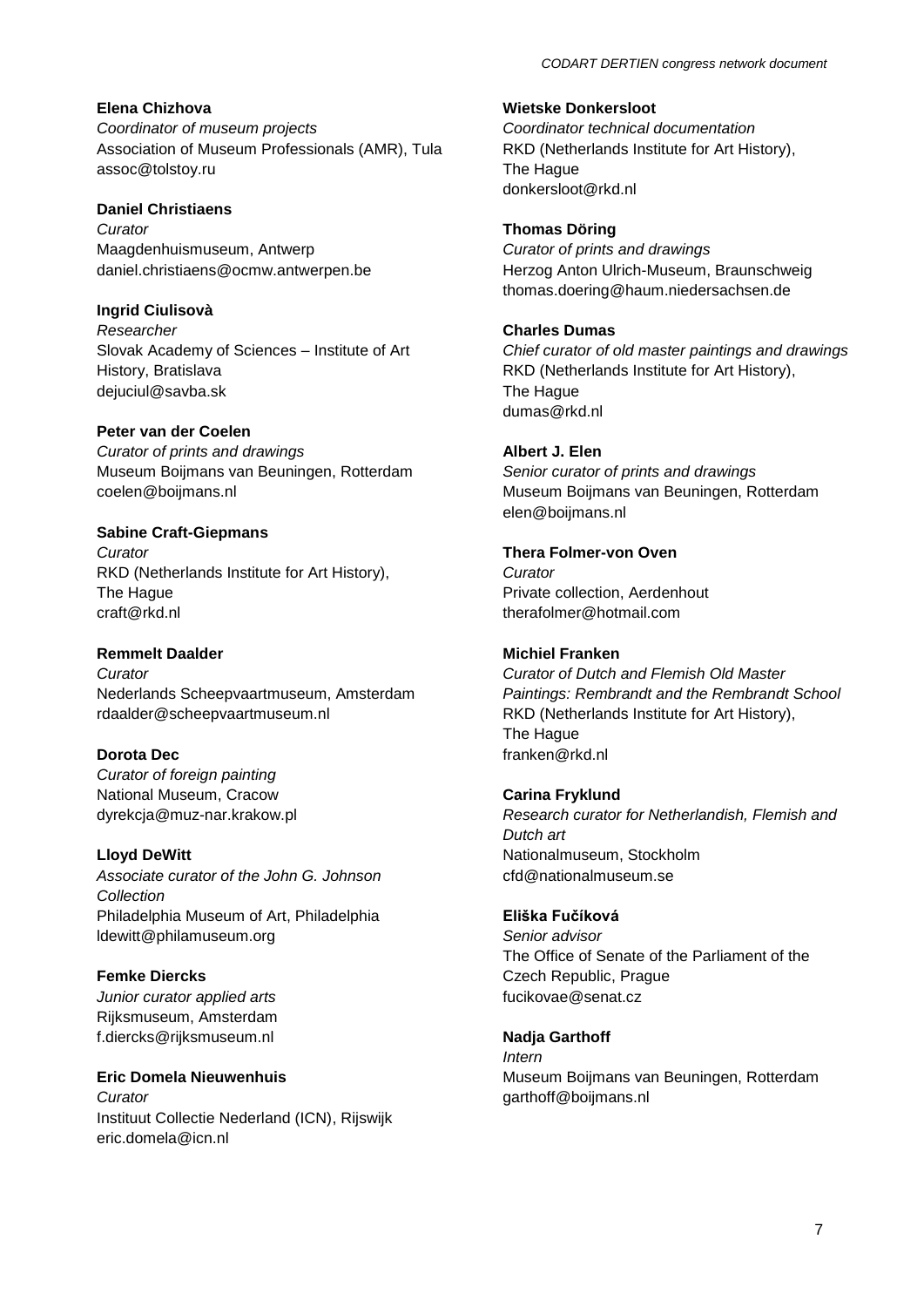**Elena Chizhova**
*Coordinator of museum projects*
Association of Museum Professionals (AMR), Tula
assoc@tolstoy.ru

**Daniel Christiaens**
*Curator*
Maagdenhuismuseum, Antwerp
daniel.christiaens@ocmw.antwerpen.be

**Ingrid Ciulisovà**
*Researcher*
Slovak Academy of Sciences – Institute of Art History, Bratislava
dejuciul@savba.sk

**Peter van der Coelen**
*Curator of prints and drawings*
Museum Boijmans van Beuningen, Rotterdam
coelen@boijmans.nl

**Sabine Craft-Giepmans**
*Curator*
RKD (Netherlands Institute for Art History), The Hague
craft@rkd.nl

**Remmelt Daalder**
*Curator*
Nederlands Scheepvaartmuseum, Amsterdam
rdaalder@scheepvaartmuseum.nl

**Dorota Dec**
*Curator of foreign painting*
National Museum, Cracow
dyrekcja@muz-nar.krakow.pl

**Lloyd DeWitt**
*Associate curator of the John G. Johnson Collection*
Philadelphia Museum of Art, Philadelphia
ldewitt@philamuseum.org

**Femke Diercks**
*Junior curator applied arts*
Rijksmuseum, Amsterdam
f.diercks@rijksmuseum.nl

**Eric Domela Nieuwenhuis**
*Curator*
Instituut Collectie Nederland (ICN), Rijswijk
eric.domela@icn.nl

**Wietske Donkersloot**
*Coordinator technical documentation*
RKD (Netherlands Institute for Art History), The Hague
donkersloot@rkd.nl

**Thomas Döring**
*Curator of prints and drawings*
Herzog Anton Ulrich-Museum, Braunschweig
thomas.doering@haum.niedersachsen.de

**Charles Dumas**
*Chief curator of old master paintings and drawings*
RKD (Netherlands Institute for Art History), The Hague
dumas@rkd.nl

**Albert J. Elen**
*Senior curator of prints and drawings*
Museum Boijmans van Beuningen, Rotterdam
elen@boijmans.nl

**Thera Folmer-von Oven**
*Curator*
Private collection, Aerdenhout
therafolmer@hotmail.com

**Michiel Franken**
*Curator of Dutch and Flemish Old Master Paintings: Rembrandt and the Rembrandt School*
RKD (Netherlands Institute for Art History), The Hague
franken@rkd.nl

**Carina Fryklund**
*Research curator for Netherlandish, Flemish and Dutch art*
Nationalmuseum, Stockholm
cfd@nationalmuseum.se

**Eliška Fučíková**
*Senior advisor*
The Office of Senate of the Parliament of the Czech Republic, Prague
fucikovae@senat.cz

**Nadja Garthoff**
*Intern*
Museum Boijmans van Beuningen, Rotterdam
garthoff@boijmans.nl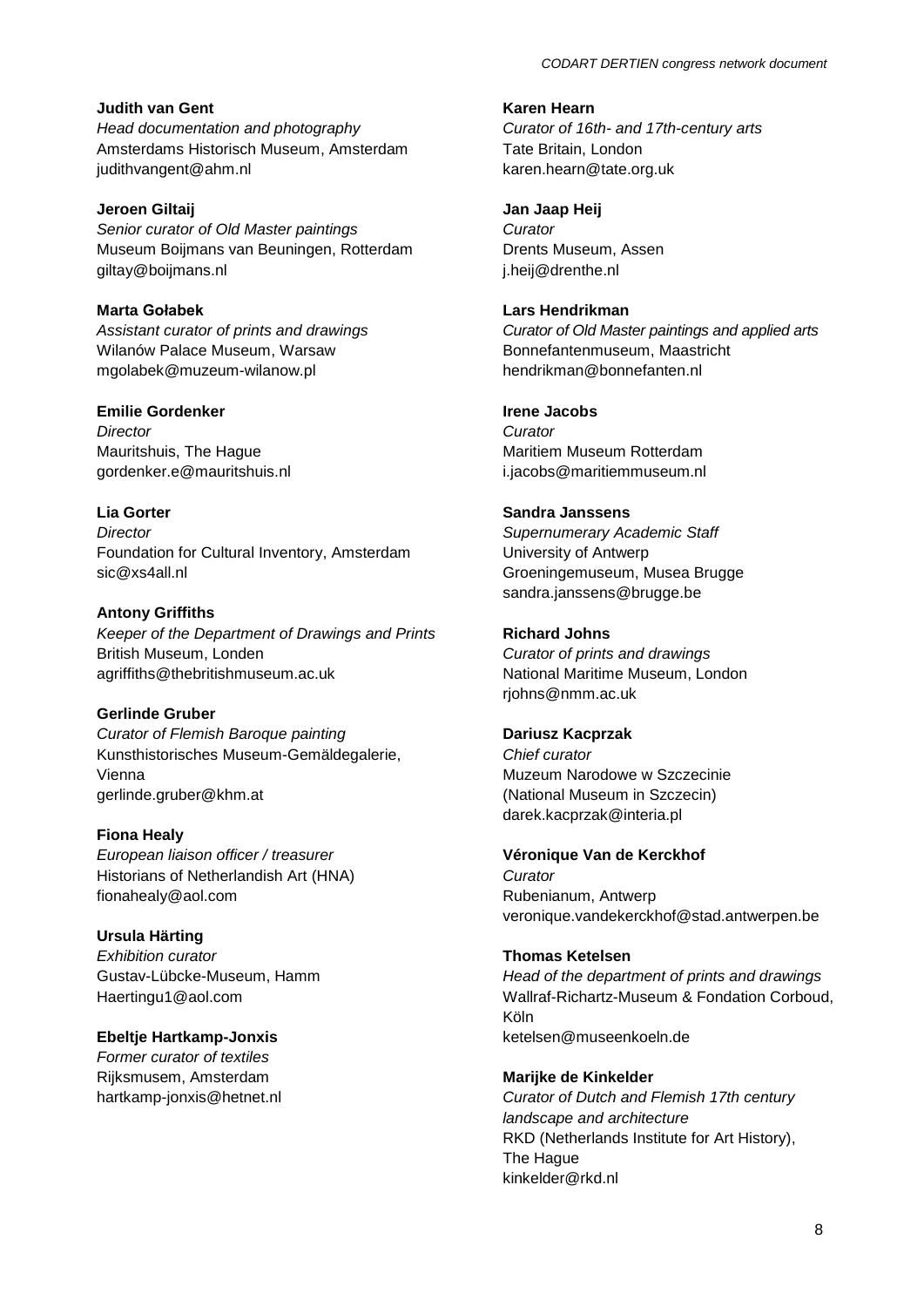**Judith van Gent**
*Head documentation and photography*
Amsterdams Historisch Museum, Amsterdam
judithvangent@ahm.nl

**Jeroen Giltaij**
*Senior curator of Old Master paintings*
Museum Boijmans van Beuningen, Rotterdam
giltay@boijmans.nl

**Marta Gołabek**
*Assistant curator of prints and drawings*
Wilanów Palace Museum, Warsaw
mgolabek@muzeum-wilanow.pl

**Emilie Gordenker**
*Director*
Mauritshuis, The Hague
gordenker.e@mauritshuis.nl

**Lia Gorter**
*Director*
Foundation for Cultural Inventory, Amsterdam
sic@xs4all.nl

**Antony Griffiths**
*Keeper of the Department of Drawings and Prints*
British Museum, Londen
agriffiths@thebritishmuseum.ac.uk

**Gerlinde Gruber**
*Curator of Flemish Baroque painting*
Kunsthistorisches Museum-Gemäldegalerie, Vienna
gerlinde.gruber@khm.at

**Fiona Healy**
*European liaison officer / treasurer*
Historians of Netherlandish Art (HNA)
fionahealy@aol.com

**Ursula Härting**
*Exhibition curator*
Gustav-Lübcke-Museum, Hamm
Haertingu1@aol.com

**Ebeltje Hartkamp-Jonxis**
*Former curator of textiles*
Rijksmusem, Amsterdam
hartkamp-jonxis@hetnet.nl

**Karen Hearn**
*Curator of 16th- and 17th-century arts*
Tate Britain, London
karen.hearn@tate.org.uk

**Jan Jaap Heij**
*Curator*
Drents Museum, Assen
j.heij@drenthe.nl

**Lars Hendrikman**
*Curator of Old Master paintings and applied arts*
Bonnefantenmuseum, Maastricht
hendrikman@bonnefanten.nl

**Irene Jacobs**
*Curator*
Maritiem Museum Rotterdam
i.jacobs@maritiemmuseum.nl

**Sandra Janssens**
*Supernumerary Academic Staff*
University of Antwerp
Groeningemuseum, Musea Brugge
sandra.janssens@brugge.be

**Richard Johns**
*Curator of prints and drawings*
National Maritime Museum, London
rjohns@nmm.ac.uk

**Dariusz Kacprzak**
*Chief curator*
Muzeum Narodowe w Szczecinie
(National Museum in Szczecin)
darek.kacprzak@interia.pl

**Véronique Van de Kerckhof**
*Curator*
Rubenianum, Antwerp
veronique.vandekerckhof@stad.antwerpen.be

**Thomas Ketelsen**
*Head of the department of prints and drawings*
Wallraf-Richartz-Museum & Fondation Corboud, Köln
ketelsen@museenkoeln.de

**Marijke de Kinkelder**
*Curator of Dutch and Flemish 17th century landscape and architecture*
RKD (Netherlands Institute for Art History), The Hague
kinkelder@rkd.nl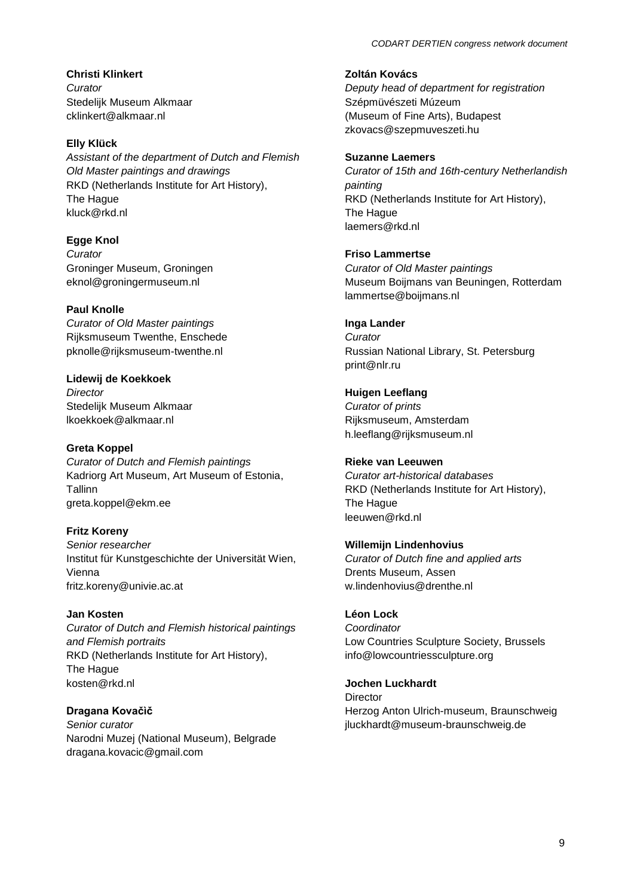**Christi Klinkert**
*Curator*
Stedelijk Museum Alkmaar
cklinkert@alkmaar.nl

**Elly Klück**
*Assistant of the department of Dutch and Flemish Old Master paintings and drawings*
RKD (Netherlands Institute for Art History), The Hague
kluck@rkd.nl

**Egge Knol**
*Curator*
Groninger Museum, Groningen
eknol@groningermuseum.nl

**Paul Knolle**
*Curator of Old Master paintings*
Rijksmuseum Twenthe, Enschede
pknolle@rijksmuseum-twenthe.nl

**Lidewij de Koekkoek**
*Director*
Stedelijk Museum Alkmaar
lkoekkoek@alkmaar.nl

**Greta Koppel**
*Curator of Dutch and Flemish paintings*
Kadriorg Art Museum, Art Museum of Estonia, Tallinn
greta.koppel@ekm.ee

**Fritz Koreny**
*Senior researcher*
Institut für Kunstgeschichte der Universität Wien, Vienna
fritz.koreny@univie.ac.at

**Jan Kosten**
*Curator of Dutch and Flemish historical paintings and Flemish portraits*
RKD (Netherlands Institute for Art History), The Hague
kosten@rkd.nl

**Dragana Kovačič**
*Senior curator*
Narodni Muzej (National Museum), Belgrade
dragana.kovacic@gmail.com

**Zoltán Kovács**
*Deputy head of department for registration*
Szépmüvészeti Múzeum (Museum of Fine Arts), Budapest
zkovacs@szepmuveszeti.hu

**Suzanne Laemers**
*Curator of 15th and 16th-century Netherlandish painting*
RKD (Netherlands Institute for Art History), The Hague
laemers@rkd.nl

**Friso Lammertse**
*Curator of Old Master paintings*
Museum Boijmans van Beuningen, Rotterdam
lammertse@boijmans.nl

**Inga Lander**
*Curator*
Russian National Library, St. Petersburg
print@nlr.ru

**Huigen Leeflang**
*Curator of prints*
Rijksmuseum, Amsterdam
h.leeflang@rijksmuseum.nl

**Rieke van Leeuwen**
*Curator art-historical databases*
RKD (Netherlands Institute for Art History), The Hague
leeuwen@rkd.nl

**Willemijn Lindenhovius**
*Curator of Dutch fine and applied arts*
Drents Museum, Assen
w.lindenhovius@drenthe.nl

**Léon Lock**
*Coordinator*
Low Countries Sculpture Society, Brussels
info@lowcountriessculpture.org

**Jochen Luckhardt**
Director
Herzog Anton Ulrich-museum, Braunschweig
jluckhardt@museum-braunschweig.de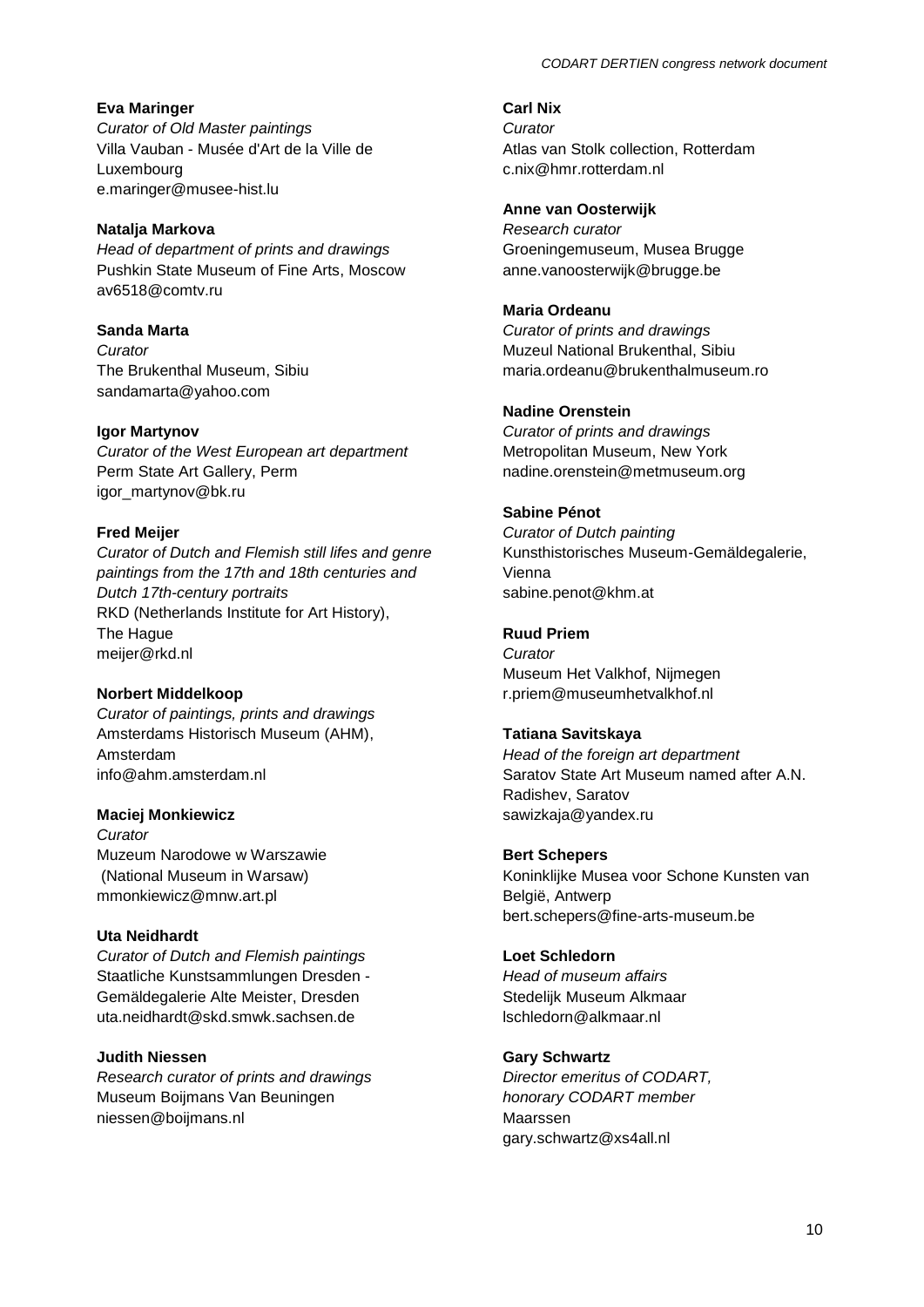**Eva Maringer**
*Curator of Old Master paintings*
Villa Vauban - Musée d'Art de la Ville de Luxembourg
e.maringer@musee-hist.lu

**Natalja Markova**
*Head of department of prints and drawings*
Pushkin State Museum of Fine Arts, Moscow
av6518@comtv.ru

**Sanda Marta**
*Curator*
The Brukenthal Museum, Sibiu
sandamarta@yahoo.com

**Igor Martynov**
*Curator of the West European art department*
Perm State Art Gallery, Perm
igor_martynov@bk.ru

**Fred Meijer**
*Curator of Dutch and Flemish still lifes and genre paintings from the 17th and 18th centuries and Dutch 17th-century portraits*
RKD (Netherlands Institute for Art History), The Hague
meijer@rkd.nl

**Norbert Middelkoop**
*Curator of paintings, prints and drawings*
Amsterdams Historisch Museum (AHM), Amsterdam
info@ahm.amsterdam.nl

**Maciej Monkiewicz**
*Curator*
Muzeum Narodowe w Warszawie
(National Museum in Warsaw)
mmonkiewicz@mnw.art.pl

**Uta Neidhardt**
*Curator of Dutch and Flemish paintings*
Staatliche Kunstsammlungen Dresden - Gemäldegalerie Alte Meister, Dresden
uta.neidhardt@skd.smwk.sachsen.de

**Judith Niessen**
*Research curator of prints and drawings*
Museum Boijmans Van Beuningen
niessen@boijmans.nl

**Carl Nix**
*Curator*
Atlas van Stolk collection, Rotterdam
c.nix@hmr.rotterdam.nl

**Anne van Oosterwijk**
*Research curator*
Groeningemuseum, Musea Brugge
anne.vanoosterwijk@brugge.be

**Maria Ordeanu**
*Curator of prints and drawings*
Muzeul National Brukenthal, Sibiu
maria.ordeanu@brukenthalmuseum.ro

**Nadine Orenstein**
*Curator of prints and drawings*
Metropolitan Museum, New York
nadine.orenstein@metmuseum.org

**Sabine Pénot**
*Curator of Dutch painting*
Kunsthistorisches Museum-Gemäldegalerie, Vienna
sabine.penot@khm.at

**Ruud Priem**
*Curator*
Museum Het Valkhof, Nijmegen
r.priem@museumhetvalkhof.nl

**Tatiana Savitskaya**
*Head of the foreign art department*
Saratov State Art Museum named after A.N. Radishev, Saratov
sawizkaja@yandex.ru

**Bert Schepers**
Koninklijke Musea voor Schone Kunsten van België, Antwerp
bert.schepers@fine-arts-museum.be

**Loet Schledorn**
*Head of museum affairs*
Stedelijk Museum Alkmaar
lschledorn@alkmaar.nl

**Gary Schwartz**
*Director emeritus of CODART, honorary CODART member*
Maarssen
gary.schwartz@xs4all.nl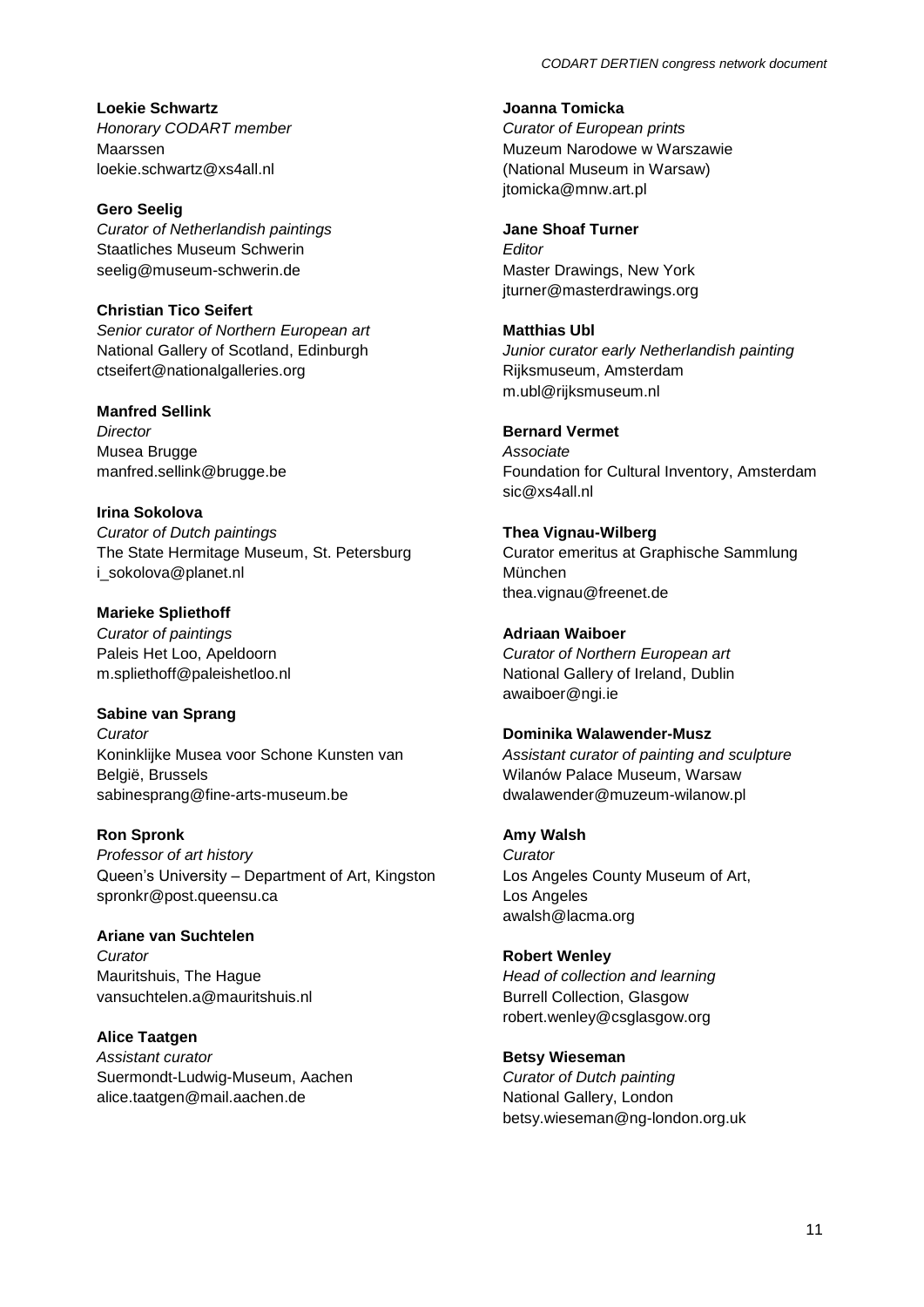**Loekie Schwartz**
*Honorary CODART member*
Maarssen
loekie.schwartz@xs4all.nl

**Gero Seelig**
*Curator of Netherlandish paintings*
Staatliches Museum Schwerin
seelig@museum-schwerin.de

**Christian Tico Seifert**
*Senior curator of Northern European art*
National Gallery of Scotland, Edinburgh
ctseifert@nationalgalleries.org

**Manfred Sellink**
*Director*
Musea Brugge
manfred.sellink@brugge.be

**Irina Sokolova**
*Curator of Dutch paintings*
The State Hermitage Museum, St. Petersburg
i_sokolova@planet.nl

**Marieke Spliethoff**
*Curator of paintings*
Paleis Het Loo, Apeldoorn
m.spliethoff@paleishetloo.nl

**Sabine van Sprang**
*Curator*
Koninklijke Musea voor Schone Kunsten van België, Brussels
sabinesprang@fine-arts-museum.be

**Ron Spronk**
*Professor of art history*
Queen's University – Department of Art, Kingston
spronkr@post.queensu.ca

**Ariane van Suchtelen**
*Curator*
Mauritshuis, The Hague
vansuchtelen.a@mauritshuis.nl

**Alice Taatgen**
*Assistant curator*
Suermondt-Ludwig-Museum, Aachen
alice.taatgen@mail.aachen.de

**Joanna Tomicka**
*Curator of European prints*
Muzeum Narodowe w Warszawie (National Museum in Warsaw)
jtomicka@mnw.art.pl

**Jane Shoaf Turner**
*Editor*
Master Drawings, New York
jturner@masterdrawings.org

**Matthias Ubl**
*Junior curator early Netherlandish painting*
Rijksmuseum, Amsterdam
m.ubl@rijksmuseum.nl

**Bernard Vermet**
*Associate*
Foundation for Cultural Inventory, Amsterdam
sic@xs4all.nl

**Thea Vignau-Wilberg**
Curator emeritus at Graphische Sammlung München
thea.vignau@freenet.de

**Adriaan Waiboer**
*Curator of Northern European art*
National Gallery of Ireland, Dublin
awaiboer@ngi.ie

**Dominika Walawender-Musz**
*Assistant curator of painting and sculpture*
Wilanów Palace Museum, Warsaw
dwalawender@muzeum-wilanow.pl

**Amy Walsh**
*Curator*
Los Angeles County Museum of Art, Los Angeles
awalsh@lacma.org

**Robert Wenley**
*Head of collection and learning*
Burrell Collection, Glasgow
robert.wenley@csglasgow.org

**Betsy Wieseman**
*Curator of Dutch painting*
National Gallery, London
betsy.wieseman@ng-london.org.uk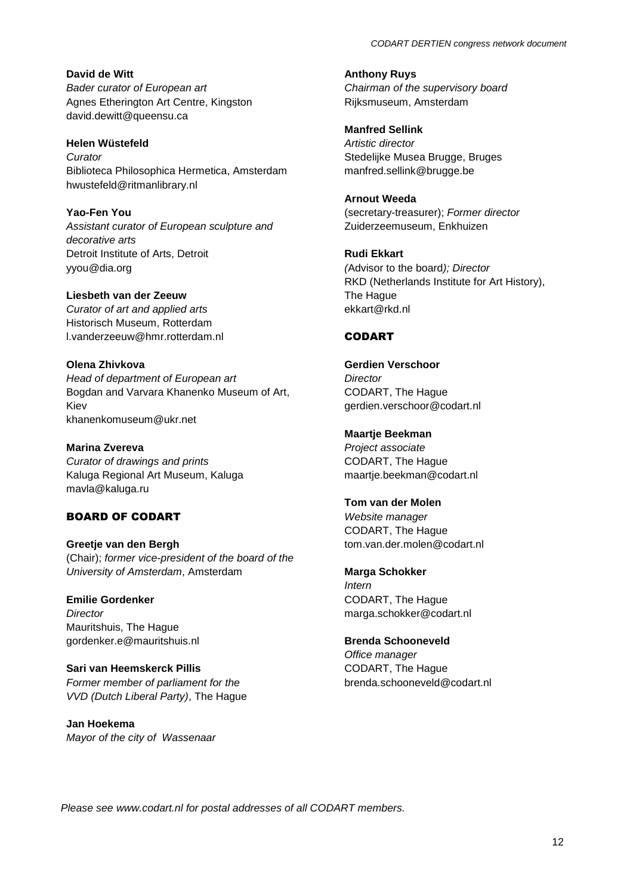**David de Witt**
*Bader curator of European art*
Agnes Etherington Art Centre, Kingston
david.dewitt@queensu.ca

**Helen Wüstefeld**
*Curator*
Biblioteca Philosophica Hermetica, Amsterdam
hwustefeld@ritmanlibrary.nl

**Yao-Fen You**
*Assistant curator of European sculpture and decorative arts*
Detroit Institute of Arts, Detroit
yyou@dia.org

**Liesbeth van der Zeeuw**
*Curator of art and applied arts*
Historisch Museum, Rotterdam
l.vanderzeeuw@hmr.rotterdam.nl

**Olena Zhivkova**
*Head of department of European art*
Bogdan and Varvara Khanenko Museum of Art, Kiev
khanenkomuseum@ukr.net

**Marina Zvereva**
*Curator of drawings and prints*
Kaluga Regional Art Museum, Kaluga
mavla@kaluga.ru

## BOARD OF CODART

**Greetje van den Bergh**
(Chair); *former vice-president of the board of the University of Amsterdam*, Amsterdam

**Emilie Gordenker**
*Director*
Mauritshuis, The Hague
gordenker.e@mauritshuis.nl

**Sari van Heemskerck Pillis**
*Former member of parliament for the VVD (Dutch Liberal Party)*, The Hague

**Jan Hoekema**
*Mayor of the city of Wassenaar*

**Anthony Ruys**
*Chairman of the supervisory board*
Rijksmuseum, Amsterdam

**Manfred Sellink**
*Artistic director*
Stedelijke Musea Brugge, Bruges
manfred.sellink@brugge.be

**Arnout Weeda**
(secretary-treasurer); *Former director*
Zuiderzeemuseum, Enkhuizen

**Rudi Ekkart**
*(*Advisor to the board*); Director*
RKD (Netherlands Institute for Art History), The Hague
ekkart@rkd.nl

## CODART

**Gerdien Verschoor**
*Director*
CODART, The Hague
gerdien.verschoor@codart.nl

**Maartje Beekman**
*Project associate*
CODART, The Hague
maartje.beekman@codart.nl

**Tom van der Molen**
*Website manager*
CODART, The Hague
tom.van.der.molen@codart.nl

**Marga Schokker**
*Intern*
CODART, The Hague
marga.schokker@codart.nl

**Brenda Schooneveld**
*Office manager*
CODART, The Hague
brenda.schooneveld@codart.nl

*Please see www.codart.nl for postal addresses of all CODART members.*